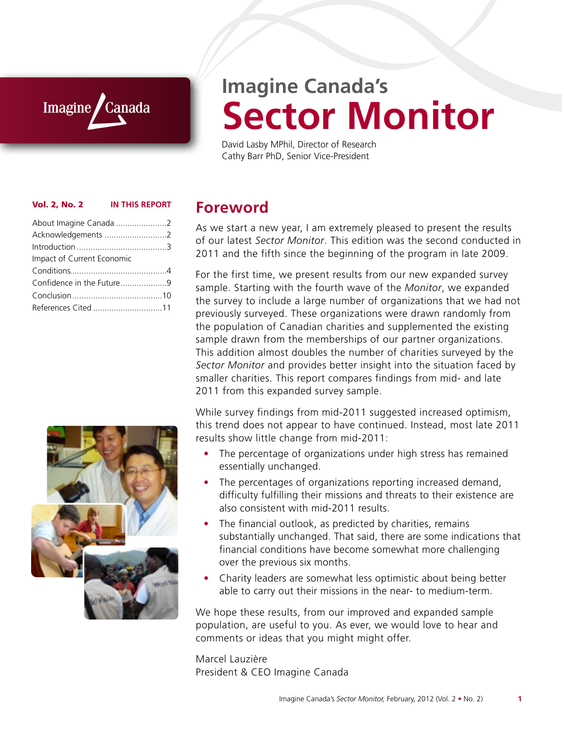# Imagine Canada's
# Sector Monitor

David Lasby MPhil, Director of Research
Cathy Barr PhD, Senior Vice-President

**Vol. 2, No. 2** **IN THIS REPORT**

About Imagine Canada ......................2
Acknowledgements ...........................2
Introduction .......................................3
Impact of Current Economic Conditions..........................................4
Confidence in the Future....................9
Conclusion .......................................10
References Cited ..............................11

## Foreword

As we start a new year, I am extremely pleased to present the results of our latest *Sector Monitor*. This edition was the second conducted in 2011 and the fifth since the beginning of the program in late 2009.

For the first time, we present results from our new expanded survey sample. Starting with the fourth wave of the *Monitor*, we expanded the survey to include a large number of organizations that we had not previously surveyed. These organizations were drawn randomly from the population of Canadian charities and supplemented the existing sample drawn from the memberships of our partner organizations. This addition almost doubles the number of charities surveyed by the *Sector Monitor* and provides better insight into the situation faced by smaller charities. This report compares findings from mid- and late 2011 from this expanded survey sample.

While survey findings from mid-2011 suggested increased optimism, this trend does not appear to have continued. Instead, most late 2011 results show little change from mid-2011:

- The percentage of organizations under high stress has remained essentially unchanged.
- The percentages of organizations reporting increased demand, difficulty fulfilling their missions and threats to their existence are also consistent with mid-2011 results.
- The financial outlook, as predicted by charities, remains substantially unchanged. That said, there are some indications that financial conditions have become somewhat more challenging over the previous six months.
- Charity leaders are somewhat less optimistic about being better able to carry out their missions in the near- to medium-term.

We hope these results, from our improved and expanded sample population, are useful to you. As ever, we would love to hear and comments or ideas that you might might offer.

Marcel Lauzière
President & CEO Imagine Canada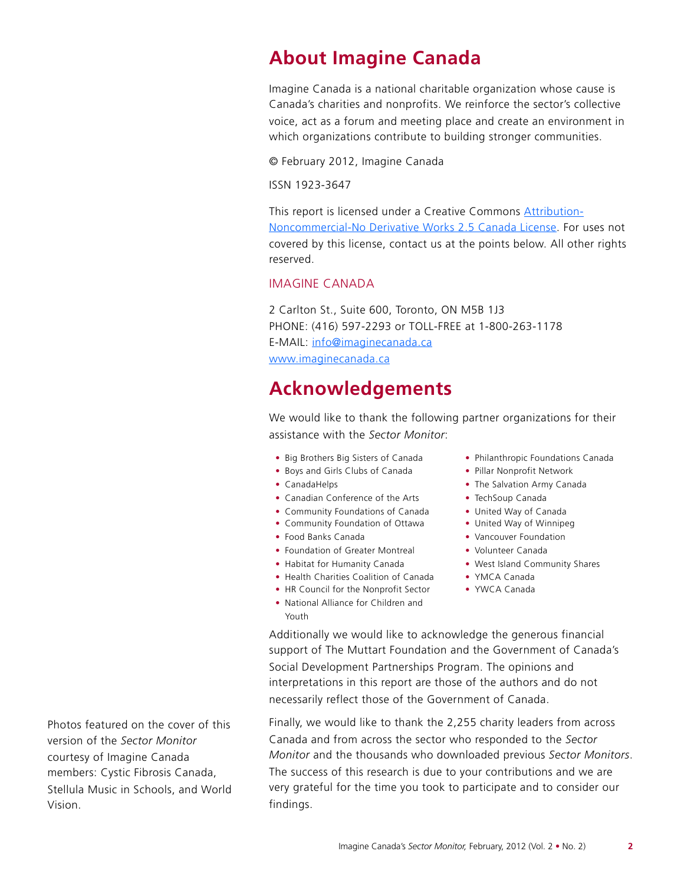## About Imagine Canada

Imagine Canada is a national charitable organization whose cause is Canada's charities and nonprofits. We reinforce the sector's collective voice, act as a forum and meeting place and create an environment in which organizations contribute to building stronger communities.

© February 2012, Imagine Canada

ISSN 1923-3647

This report is licensed under a Creative Commons Attribution-Noncommercial-No Derivative Works 2.5 Canada License. For uses not covered by this license, contact us at the points below. All other rights reserved.

### IMAGINE CANADA

2 Carlton St., Suite 600, Toronto, ON M5B 1J3
PHONE: (416) 597-2293 or TOLL-FREE at 1-800-263-1178
E-MAIL: info@imaginecanada.ca
www.imaginecanada.ca

## Acknowledgements

We would like to thank the following partner organizations for their assistance with the *Sector Monitor*:

- Big Brothers Big Sisters of Canada
- Boys and Girls Clubs of Canada
- CanadaHelps
- Canadian Conference of the Arts
- Community Foundations of Canada
- Community Foundation of Ottawa
- Food Banks Canada
- Foundation of Greater Montreal
- Habitat for Humanity Canada
- Health Charities Coalition of Canada
- HR Council for the Nonprofit Sector
- National Alliance for Children and Youth
- Philanthropic Foundations Canada
- Pillar Nonprofit Network
- The Salvation Army Canada
- TechSoup Canada
- United Way of Canada
- United Way of Winnipeg
- Vancouver Foundation
- Volunteer Canada
- West Island Community Shares
- YMCA Canada
- YWCA Canada

Additionally we would like to acknowledge the generous financial support of The Muttart Foundation and the Government of Canada's Social Development Partnerships Program. The opinions and interpretations in this report are those of the authors and do not necessarily reflect those of the Government of Canada.

Finally, we would like to thank the 2,255 charity leaders from across Canada and from across the sector who responded to the *Sector Monitor* and the thousands who downloaded previous *Sector Monitors*. The success of this research is due to your contributions and we are very grateful for the time you took to participate and to consider our findings.

Photos featured on the cover of this version of the *Sector Monitor* courtesy of Imagine Canada members: Cystic Fibrosis Canada, Stellula Music in Schools, and World Vision.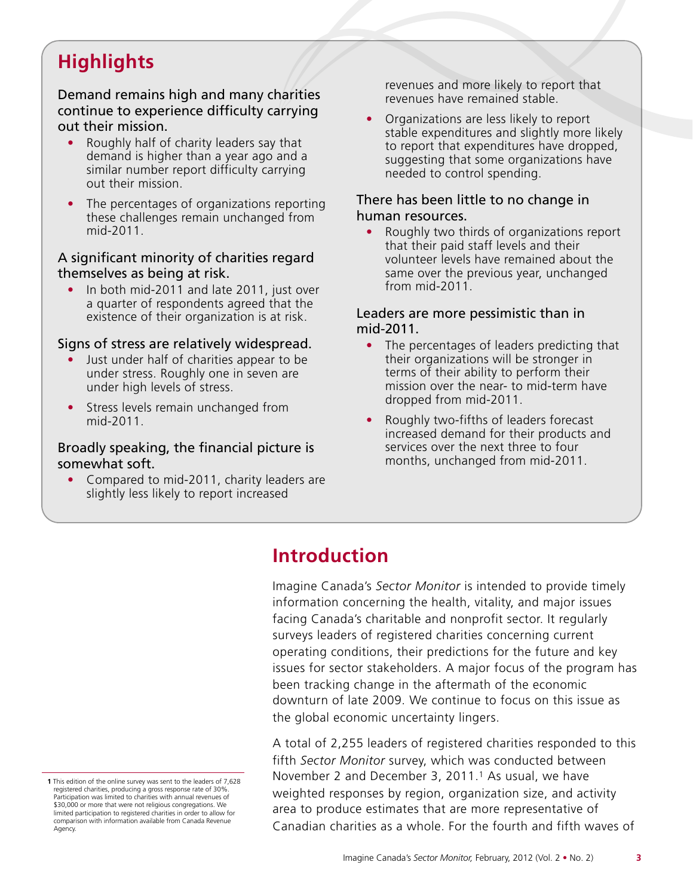## Highlights

**Demand remains high and many charities continue to experience difficulty carrying out their mission.**

- Roughly half of charity leaders say that demand is higher than a year ago and a similar number report difficulty carrying out their mission.
- The percentages of organizations reporting these challenges remain unchanged from mid-2011.

**A significant minority of charities regard themselves as being at risk.**

- In both mid-2011 and late 2011, just over a quarter of respondents agreed that the existence of their organization is at risk.

**Signs of stress are relatively widespread.**

- Just under half of charities appear to be under stress. Roughly one in seven are under high levels of stress.
- Stress levels remain unchanged from mid-2011.

**Broadly speaking, the financial picture is somewhat soft.**

- Compared to mid-2011, charity leaders are slightly less likely to report increased revenues and more likely to report that revenues have remained stable.
- Organizations are less likely to report stable expenditures and slightly more likely to report that expenditures have dropped, suggesting that some organizations have needed to control spending.

**There has been little to no change in human resources.**

- Roughly two thirds of organizations report that their paid staff levels and their volunteer levels have remained about the same over the previous year, unchanged from mid-2011.

**Leaders are more pessimistic than in mid-2011.**

- The percentages of leaders predicting that their organizations will be stronger in terms of their ability to perform their mission over the near- to mid-term have dropped from mid-2011.
- Roughly two-fifths of leaders forecast increased demand for their products and services over the next three to four months, unchanged from mid-2011.

## Introduction

Imagine Canada's *Sector Monitor* is intended to provide timely information concerning the health, vitality, and major issues facing Canada's charitable and nonprofit sector. It regularly surveys leaders of registered charities concerning current operating conditions, their predictions for the future and key issues for sector stakeholders. A major focus of the program has been tracking change in the aftermath of the economic downturn of late 2009. We continue to focus on this issue as the global economic uncertainty lingers.

A total of 2,255 leaders of registered charities responded to this fifth *Sector Monitor* survey, which was conducted between November 2 and December 3, 2011.[1] As usual, we have weighted responses by region, organization size, and activity area to produce estimates that are more representative of Canadian charities as a whole. For the fourth and fifth waves of

[1] This edition of the online survey was sent to the leaders of 7,628 registered charities, producing a gross response rate of 30%. Participation was limited to charities with annual revenues of $30,000 or more that were not religious congregations. We limited participation to registered charities in order to allow for comparison with information available from Canada Revenue Agency.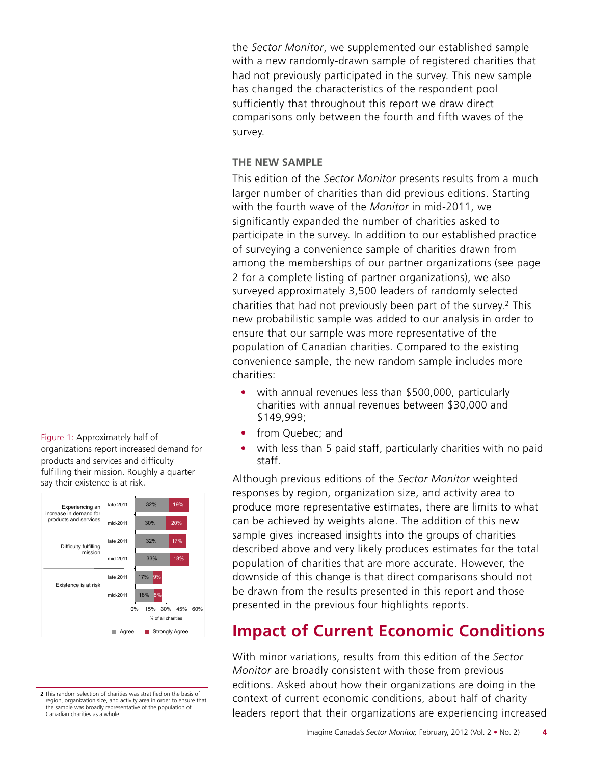the *Sector Monitor*, we supplemented our established sample with a new randomly-drawn sample of registered charities that had not previously participated in the survey. This new sample has changed the characteristics of the respondent pool sufficiently that throughout this report we draw direct comparisons only between the fourth and fifth waves of the survey.

### THE NEW SAMPLE

This edition of the *Sector Monitor* presents results from a much larger number of charities than did previous editions. Starting with the fourth wave of the *Monitor* in mid-2011, we significantly expanded the number of charities asked to participate in the survey. In addition to our established practice of surveying a convenience sample of charities drawn from among the memberships of our partner organizations (see page 2 for a complete listing of partner organizations), we also surveyed approximately 3,500 leaders of randomly selected charities that had not previously been part of the survey.[2] This new probabilistic sample was added to our analysis in order to ensure that our sample was more representative of the population of Canadian charities. Compared to the existing convenience sample, the new random sample includes more charities:

- with annual revenues less than $500,000, particularly charities with annual revenues between $30,000 and $149,999;
- from Quebec; and
- with less than 5 paid staff, particularly charities with no paid staff.

Although previous editions of the *Sector Monitor* weighted responses by region, organization size, and activity area to produce more representative estimates, there are limits to what can be achieved by weights alone. The addition of this new sample gives increased insights into the groups of charities described above and very likely produces estimates for the total population of charities that are more accurate. However, the downside of this change is that direct comparisons should not be drawn from the results presented in this report and those presented in the previous four highlights reports.

Figure 1: Approximately half of organizations report increased demand for products and services and difficulty fulfilling their mission. Roughly a quarter say their existence is at risk.

| | | Agree | Strongly Agree |
|---|---|---|---|
| Experiencing an increase in demand for products and services | late 2011 | 32% | 19% |
| | mid-2011 | 30% | 20% |
| Difficulty fulfilling mission | late 2011 | 32% | 17% |
| | mid-2011 | 33% | 18% |
| Existence is at risk | late 2011 | 17% | 9% |
| | mid-2011 | 18% | 8% |

% of all charities

## Impact of Current Economic Conditions

With minor variations, results from this edition of the *Sector Monitor* are broadly consistent with those from previous editions. Asked about how their organizations are doing in the context of current economic conditions, about half of charity leaders report that their organizations are experiencing increased

[2] This random selection of charities was stratified on the basis of region, organization size, and activity area in order to ensure that the sample was broadly representative of the population of Canadian charities as a whole.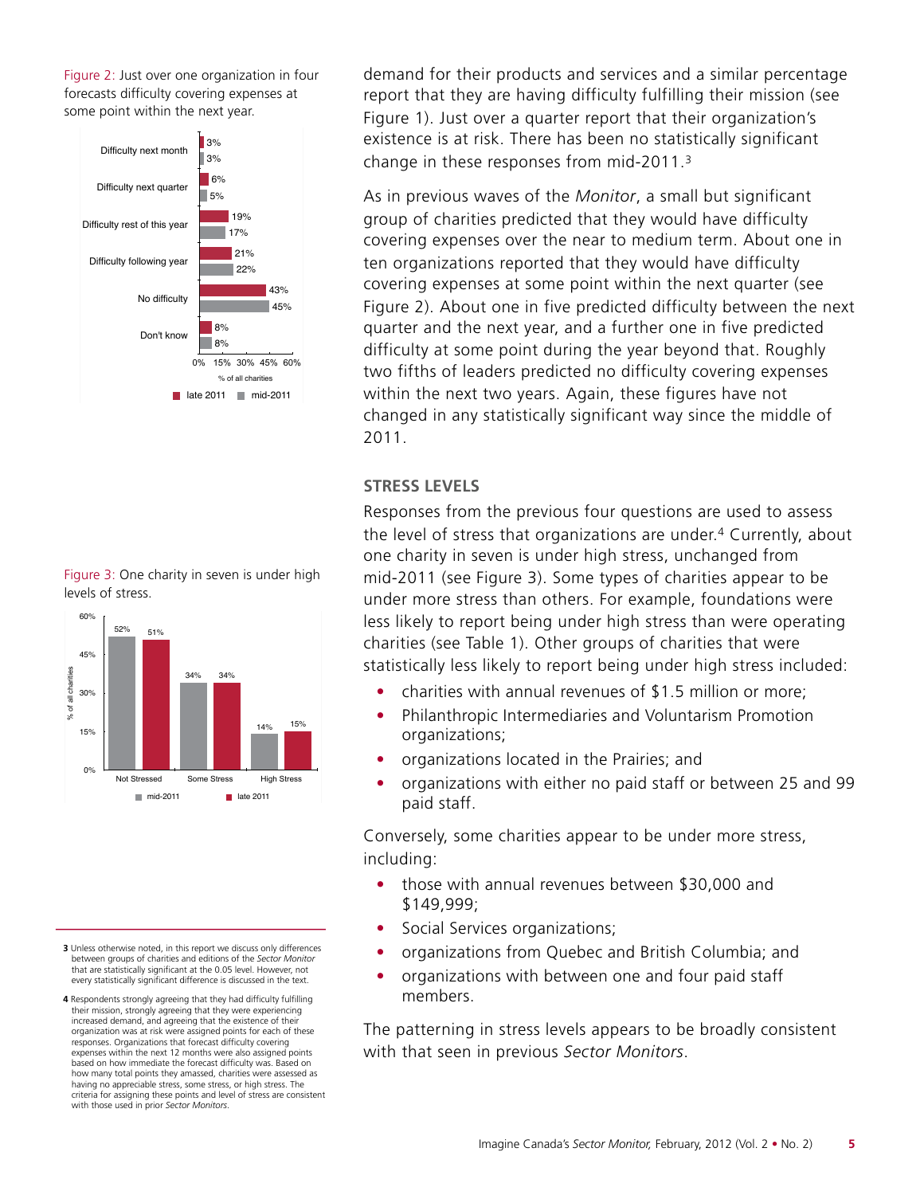Figure 2: Just over one organization in four forecasts difficulty covering expenses at some point within the next year.

| | late 2011 | mid-2011 |
|---|---|---|
| Difficulty next month | 3% | 3% |
| Difficulty next quarter | 6% | 5% |
| Difficulty rest of this year | 19% | 17% |
| Difficulty following year | 21% | 22% |
| No difficulty | 43% | 45% |
| Don't know | 8% | 8% |

Figure 3: One charity in seven is under high levels of stress.

| | mid-2011 | late 2011 |
|---|---|---|
| Not Stressed | 52% | 51% |
| Some Stress | 34% | 34% |
| High Stress | 14% | 15% |

demand for their products and services and a similar percentage report that they are having difficulty fulfilling their mission (see Figure 1). Just over a quarter report that their organization's existence is at risk. There has been no statistically significant change in these responses from mid-2011.[3]

As in previous waves of the *Monitor*, a small but significant group of charities predicted that they would have difficulty covering expenses over the near to medium term. About one in ten organizations reported that they would have difficulty covering expenses at some point within the next quarter (see Figure 2). About one in five predicted difficulty between the next quarter and the next year, and a further one in five predicted difficulty at some point during the year beyond that. Roughly two fifths of leaders predicted no difficulty covering expenses within the next two years. Again, these figures have not changed in any statistically significant way since the middle of 2011.

## STRESS LEVELS

Responses from the previous four questions are used to assess the level of stress that organizations are under.[4] Currently, about one charity in seven is under high stress, unchanged from mid-2011 (see Figure 3). Some types of charities appear to be under more stress than others. For example, foundations were less likely to report being under high stress than were operating charities (see Table 1). Other groups of charities that were statistically less likely to report being under high stress included:

- charities with annual revenues of $1.5 million or more;
- Philanthropic Intermediaries and Voluntarism Promotion organizations;
- organizations located in the Prairies; and
- organizations with either no paid staff or between 25 and 99 paid staff.

Conversely, some charities appear to be under more stress, including:

- those with annual revenues between $30,000 and $149,999;
- Social Services organizations;
- organizations from Quebec and British Columbia; and
- organizations with between one and four paid staff members.

The patterning in stress levels appears to be broadly consistent with that seen in previous *Sector Monitors*.

---

3 Unless otherwise noted, in this report we discuss only differences between groups of charities and editions of the *Sector Monitor* that are statistically significant at the 0.05 level. However, not every statistically significant difference is discussed in the text.

4 Respondents strongly agreeing that they had difficulty fulfilling their mission, strongly agreeing that they were experiencing increased demand, and agreeing that the existence of their organization was at risk were assigned points for each of these responses. Organizations that forecast difficulty covering expenses within the next 12 months were also assigned points based on how immediate the forecast difficulty was. Based on how many total points they amassed, charities were assessed as having no appreciable stress, some stress, or high stress. The criteria for assigning these points and level of stress are consistent with those used in prior *Sector Monitors*.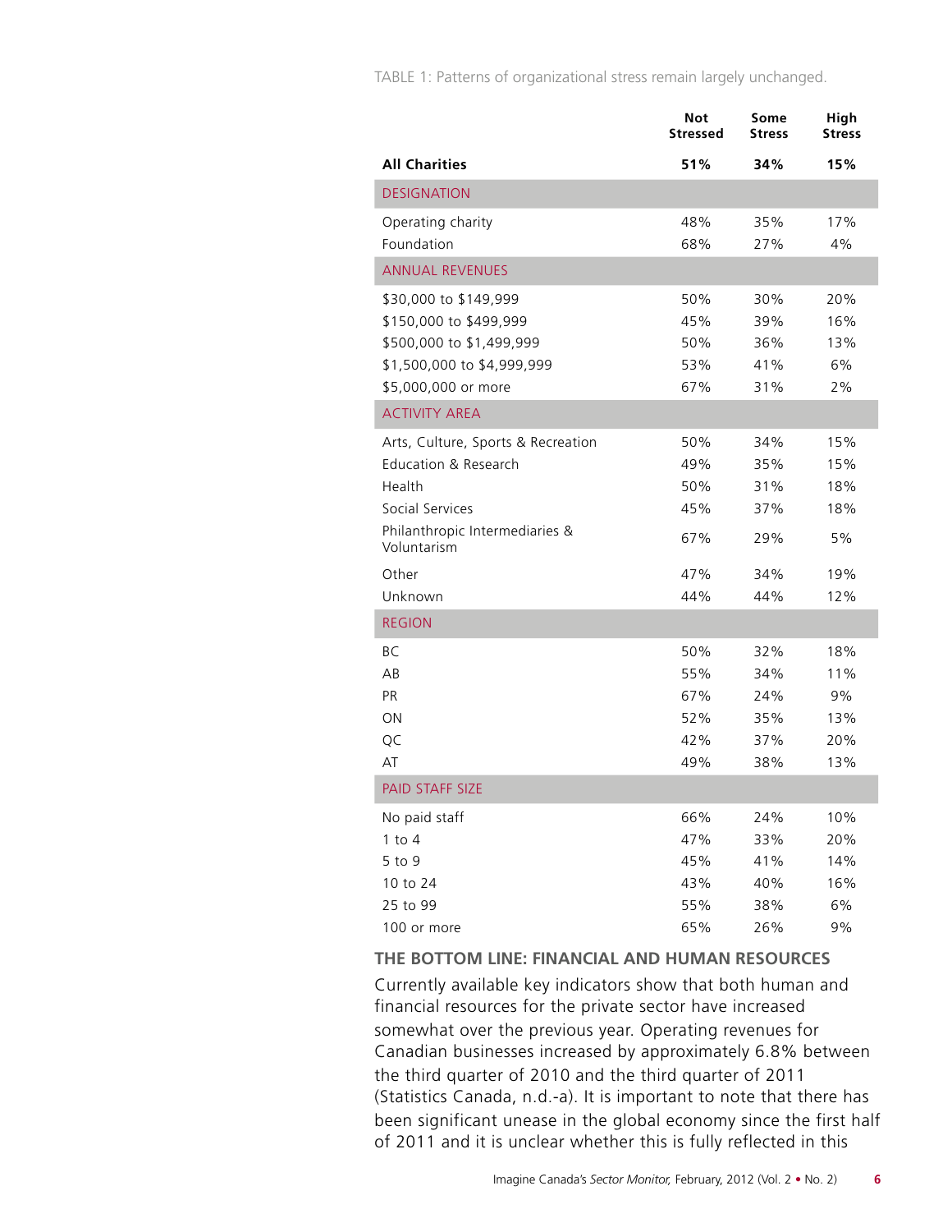TABLE 1: Patterns of organizational stress remain largely unchanged.

| | Not Stressed | Some Stress | High Stress |
|---|---|---|---|
| **All Charities** | **51%** | **34%** | **15%** |
| DESIGNATION | | | |
| Operating charity | 48% | 35% | 17% |
| Foundation | 68% | 27% | 4% |
| ANNUAL REVENUES | | | |
| $30,000 to $149,999 | 50% | 30% | 20% |
| $150,000 to $499,999 | 45% | 39% | 16% |
| $500,000 to $1,499,999 | 50% | 36% | 13% |
| $1,500,000 to $4,999,999 | 53% | 41% | 6% |
| $5,000,000 or more | 67% | 31% | 2% |
| ACTIVITY AREA | | | |
| Arts, Culture, Sports & Recreation | 50% | 34% | 15% |
| Education & Research | 49% | 35% | 15% |
| Health | 50% | 31% | 18% |
| Social Services | 45% | 37% | 18% |
| Philanthropic Intermediaries & Voluntarism | 67% | 29% | 5% |
| Other | 47% | 34% | 19% |
| Unknown | 44% | 44% | 12% |
| REGION | | | |
| BC | 50% | 32% | 18% |
| AB | 55% | 34% | 11% |
| PR | 67% | 24% | 9% |
| ON | 52% | 35% | 13% |
| QC | 42% | 37% | 20% |
| AT | 49% | 38% | 13% |
| PAID STAFF SIZE | | | |
| No paid staff | 66% | 24% | 10% |
| 1 to 4 | 47% | 33% | 20% |
| 5 to 9 | 45% | 41% | 14% |
| 10 to 24 | 43% | 40% | 16% |
| 25 to 99 | 55% | 38% | 6% |
| 100 or more | 65% | 26% | 9% |

## THE BOTTOM LINE: FINANCIAL AND HUMAN RESOURCES

Currently available key indicators show that both human and financial resources for the private sector have increased somewhat over the previous year. Operating revenues for Canadian businesses increased by approximately 6.8% between the third quarter of 2010 and the third quarter of 2011 (Statistics Canada, n.d.-a). It is important to note that there has been significant unease in the global economy since the first half of 2011 and it is unclear whether this is fully reflected in this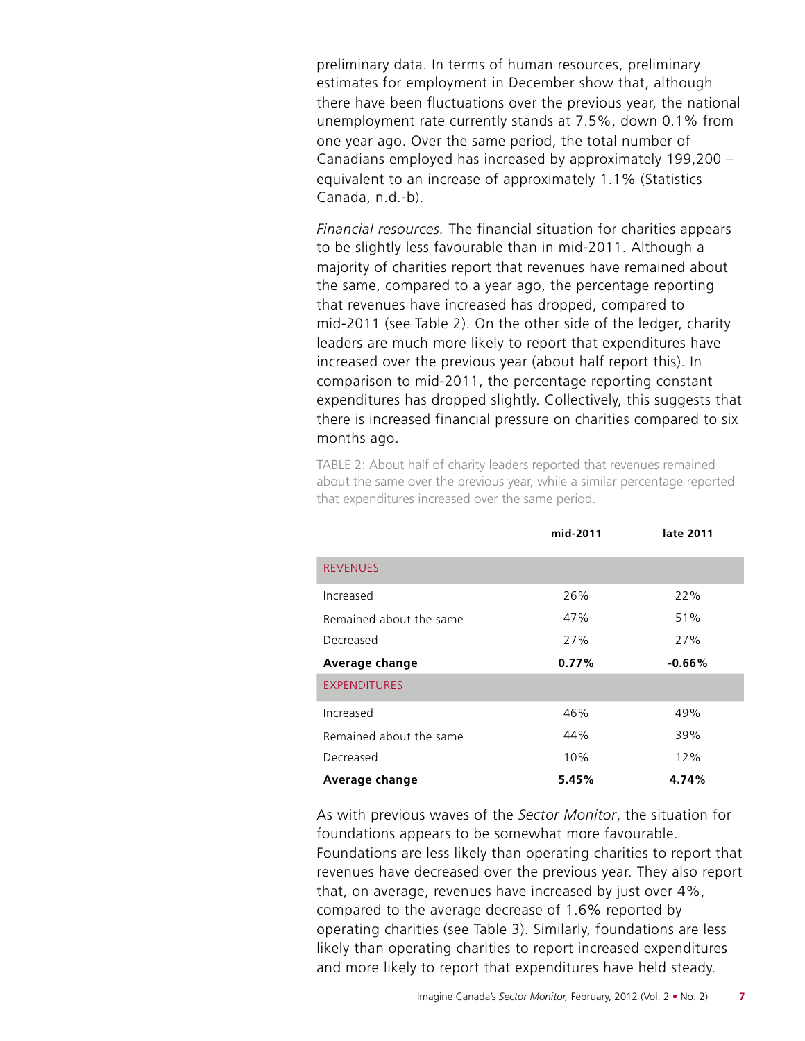preliminary data. In terms of human resources, preliminary estimates for employment in December show that, although there have been fluctuations over the previous year, the national unemployment rate currently stands at 7.5%, down 0.1% from one year ago. Over the same period, the total number of Canadians employed has increased by approximately 199,200 – equivalent to an increase of approximately 1.1% (Statistics Canada, n.d.-b).

*Financial resources.* The financial situation for charities appears to be slightly less favourable than in mid-2011. Although a majority of charities report that revenues have remained about the same, compared to a year ago, the percentage reporting that revenues have increased has dropped, compared to mid-2011 (see Table 2). On the other side of the ledger, charity leaders are much more likely to report that expenditures have increased over the previous year (about half report this). In comparison to mid-2011, the percentage reporting constant expenditures has dropped slightly. Collectively, this suggests that there is increased financial pressure on charities compared to six months ago.

TABLE 2: About half of charity leaders reported that revenues remained about the same over the previous year, while a similar percentage reported that expenditures increased over the same period.

| | mid-2011 | late 2011 |
|---|---|---|
| REVENUES | | |
| Increased | 26% | 22% |
| Remained about the same | 47% | 51% |
| Decreased | 27% | 27% |
| **Average change** | **0.77%** | **-0.66%** |
| EXPENDITURES | | |
| Increased | 46% | 49% |
| Remained about the same | 44% | 39% |
| Decreased | 10% | 12% |
| **Average change** | **5.45%** | **4.74%** |

As with previous waves of the *Sector Monitor*, the situation for foundations appears to be somewhat more favourable. Foundations are less likely than operating charities to report that revenues have decreased over the previous year. They also report that, on average, revenues have increased by just over 4%, compared to the average decrease of 1.6% reported by operating charities (see Table 3). Similarly, foundations are less likely than operating charities to report increased expenditures and more likely to report that expenditures have held steady.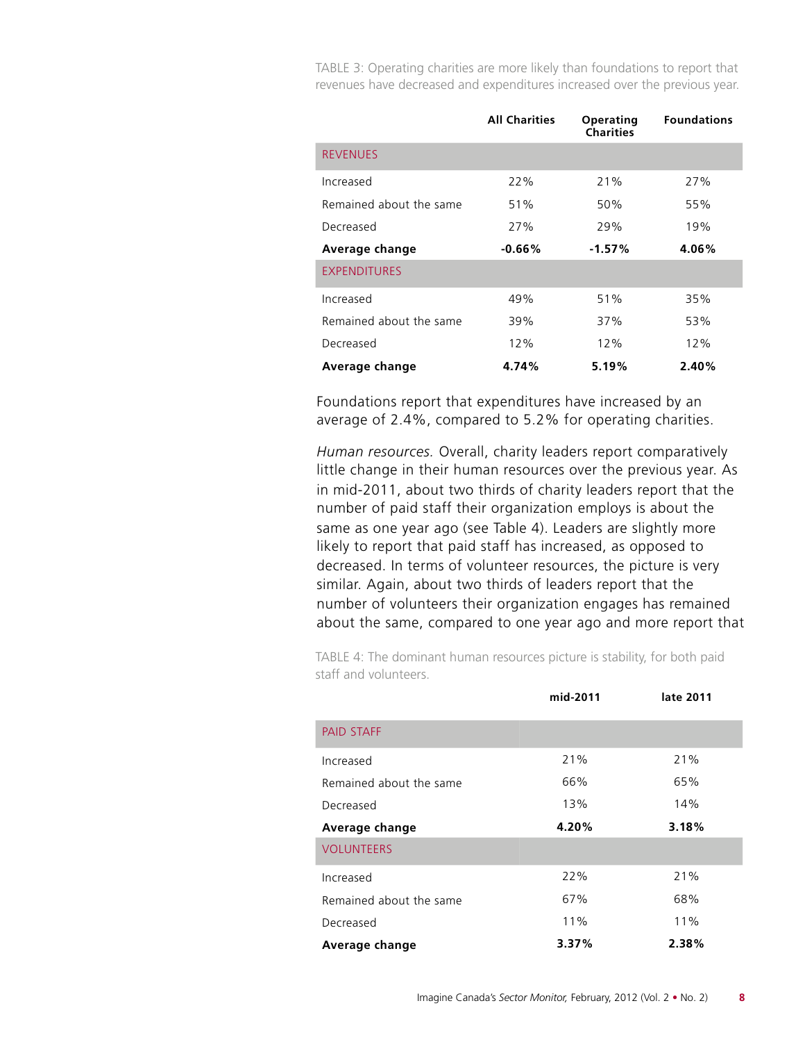TABLE 3: Operating charities are more likely than foundations to report that revenues have decreased and expenditures increased over the previous year.

| | All Charities | Operating Charities | Foundations |
|---|---|---|---|
| REVENUES | | | |
| Increased | 22% | 21% | 27% |
| Remained about the same | 51% | 50% | 55% |
| Decreased | 27% | 29% | 19% |
| **Average change** | **-0.66%** | **-1.57%** | **4.06%** |
| EXPENDITURES | | | |
| Increased | 49% | 51% | 35% |
| Remained about the same | 39% | 37% | 53% |
| Decreased | 12% | 12% | 12% |
| **Average change** | **4.74%** | **5.19%** | **2.40%** |

Foundations report that expenditures have increased by an average of 2.4%, compared to 5.2% for operating charities.

*Human resources.* Overall, charity leaders report comparatively little change in their human resources over the previous year. As in mid-2011, about two thirds of charity leaders report that the number of paid staff their organization employs is about the same as one year ago (see Table 4). Leaders are slightly more likely to report that paid staff has increased, as opposed to decreased. In terms of volunteer resources, the picture is very similar. Again, about two thirds of leaders report that the number of volunteers their organization engages has remained about the same, compared to one year ago and more report that

TABLE 4: The dominant human resources picture is stability, for both paid staff and volunteers.

| | mid-2011 | late 2011 |
|---|---|---|
| PAID STAFF | | |
| Increased | 21% | 21% |
| Remained about the same | 66% | 65% |
| Decreased | 13% | 14% |
| **Average change** | **4.20%** | **3.18%** |
| VOLUNTEERS | | |
| Increased | 22% | 21% |
| Remained about the same | 67% | 68% |
| Decreased | 11% | 11% |
| **Average change** | **3.37%** | **2.38%** |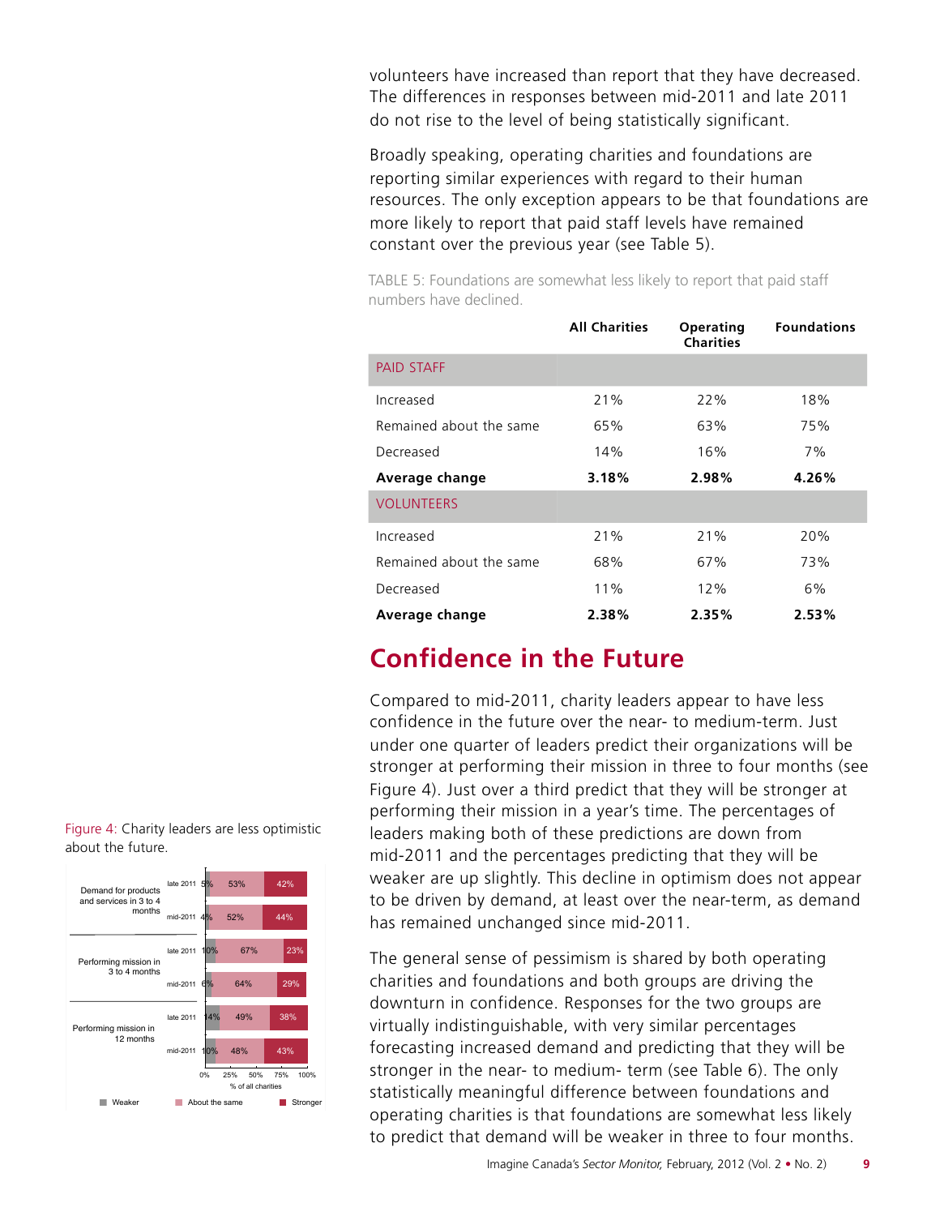volunteers have increased than report that they have decreased. The differences in responses between mid-2011 and late 2011 do not rise to the level of being statistically significant.

Broadly speaking, operating charities and foundations are reporting similar experiences with regard to their human resources. The only exception appears to be that foundations are more likely to report that paid staff levels have remained constant over the previous year (see Table 5).

TABLE 5: Foundations are somewhat less likely to report that paid staff numbers have declined.

| | All Charities | Operating Charities | Foundations |
|---|---|---|---|
| PAID STAFF | | | |
| Increased | 21% | 22% | 18% |
| Remained about the same | 65% | 63% | 75% |
| Decreased | 14% | 16% | 7% |
| **Average change** | **3.18%** | **2.98%** | **4.26%** |
| VOLUNTEERS | | | |
| Increased | 21% | 21% | 20% |
| Remained about the same | 68% | 67% | 73% |
| Decreased | 11% | 12% | 6% |
| **Average change** | **2.38%** | **2.35%** | **2.53%** |

## Confidence in the Future

Compared to mid-2011, charity leaders appear to have less confidence in the future over the near- to medium-term. Just under one quarter of leaders predict their organizations will be stronger at performing their mission in three to four months (see Figure 4). Just over a third predict that they will be stronger at performing their mission in a year's time. The percentages of leaders making both of these predictions are down from mid-2011 and the percentages predicting that they will be weaker are up slightly. This decline in optimism does not appear to be driven by demand, at least over the near-term, as demand has remained unchanged since mid-2011.

Figure 4: Charity leaders are less optimistic about the future.

| | | Weaker | About the same | Stronger |
|---|---|---|---|---|
| Demand for products and services in 3 to 4 months | late 2011 | 5% | 53% | 42% |
| | mid-2011 | 4% | 52% | 44% |
| Performing mission in 3 to 4 months | late 2011 | 10% | 67% | 23% |
| | mid-2011 | 6% | 64% | 29% |
| Performing mission in 12 months | late 2011 | 14% | 49% | 38% |
| | mid-2011 | 10% | 48% | 43% |

% of all charities

The general sense of pessimism is shared by both operating charities and foundations and both groups are driving the downturn in confidence. Responses for the two groups are virtually indistinguishable, with very similar percentages forecasting increased demand and predicting that they will be stronger in the near- to medium- term (see Table 6). The only statistically meaningful difference between foundations and operating charities is that foundations are somewhat less likely to predict that demand will be weaker in three to four months.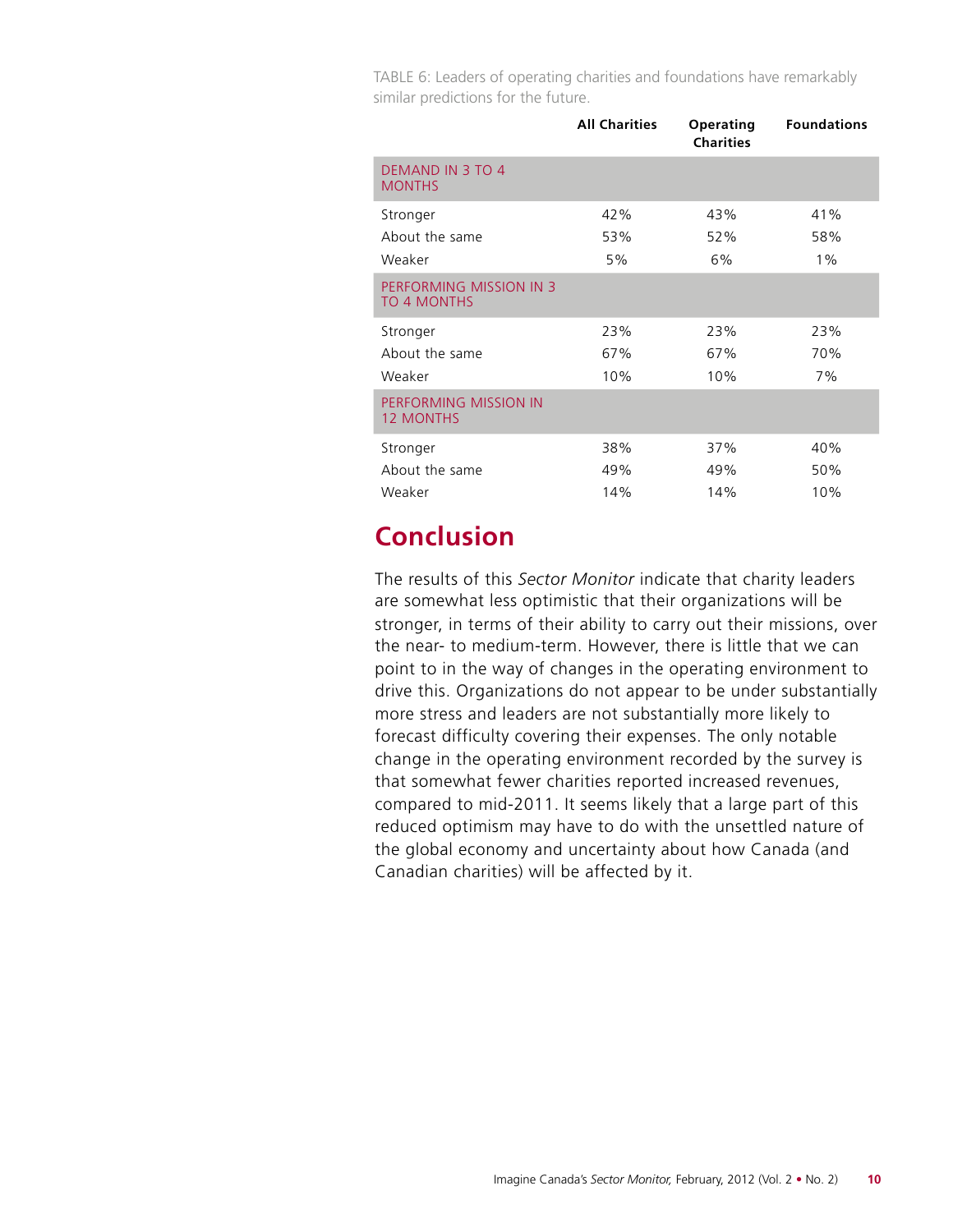TABLE 6: Leaders of operating charities and foundations have remarkably similar predictions for the future.

| | All Charities | Operating Charities | Foundations |
|---|---|---|---|
| DEMAND IN 3 TO 4 MONTHS | | | |
| Stronger | 42% | 43% | 41% |
| About the same | 53% | 52% | 58% |
| Weaker | 5% | 6% | 1% |
| PERFORMING MISSION IN 3 TO 4 MONTHS | | | |
| Stronger | 23% | 23% | 23% |
| About the same | 67% | 67% | 70% |
| Weaker | 10% | 10% | 7% |
| PERFORMING MISSION IN 12 MONTHS | | | |
| Stronger | 38% | 37% | 40% |
| About the same | 49% | 49% | 50% |
| Weaker | 14% | 14% | 10% |

## Conclusion

The results of this *Sector Monitor* indicate that charity leaders are somewhat less optimistic that their organizations will be stronger, in terms of their ability to carry out their missions, over the near- to medium-term. However, there is little that we can point to in the way of changes in the operating environment to drive this. Organizations do not appear to be under substantially more stress and leaders are not substantially more likely to forecast difficulty covering their expenses. The only notable change in the operating environment recorded by the survey is that somewhat fewer charities reported increased revenues, compared to mid-2011. It seems likely that a large part of this reduced optimism may have to do with the unsettled nature of the global economy and uncertainty about how Canada (and Canadian charities) will be affected by it.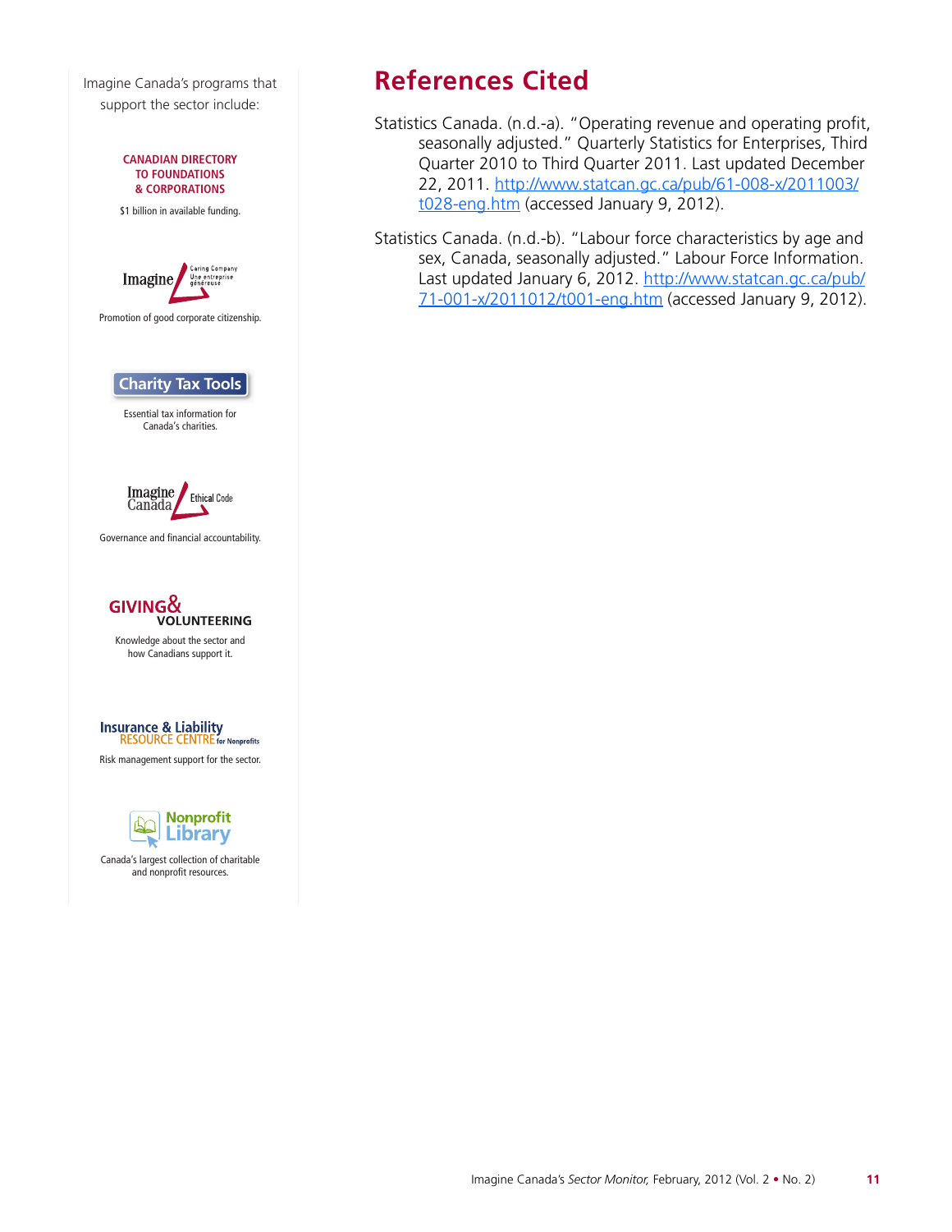Imagine Canada's programs that support the sector include:

**CANADIAN DIRECTORY TO FOUNDATIONS & CORPORATIONS**

$1 billion in available funding.

**Imagine** Caring Company / Une entreprise généreuse

Promotion of good corporate citizenship.

**Charity Tax Tools**

Essential tax information for Canada's charities.

**Imagine Canada** Ethical Code

Governance and financial accountability.

**GIVING & VOLUNTEERING**

Knowledge about the sector and how Canadians support it.

**Insurance & Liability RESOURCE CENTRE for Nonprofits**

Risk management support for the sector.

**Nonprofit Library**

Canada's largest collection of charitable and nonprofit resources.

# References Cited

Statistics Canada. (n.d.-a). "Operating revenue and operating profit, seasonally adjusted." Quarterly Statistics for Enterprises, Third Quarter 2010 to Third Quarter 2011. Last updated December 22, 2011. http://www.statcan.gc.ca/pub/61-008-x/2011003/t028-eng.htm (accessed January 9, 2012).

Statistics Canada. (n.d.-b). "Labour force characteristics by age and sex, Canada, seasonally adjusted." Labour Force Information. Last updated January 6, 2012. http://www.statcan.gc.ca/pub/71-001-x/2011012/t001-eng.htm (accessed January 9, 2012).